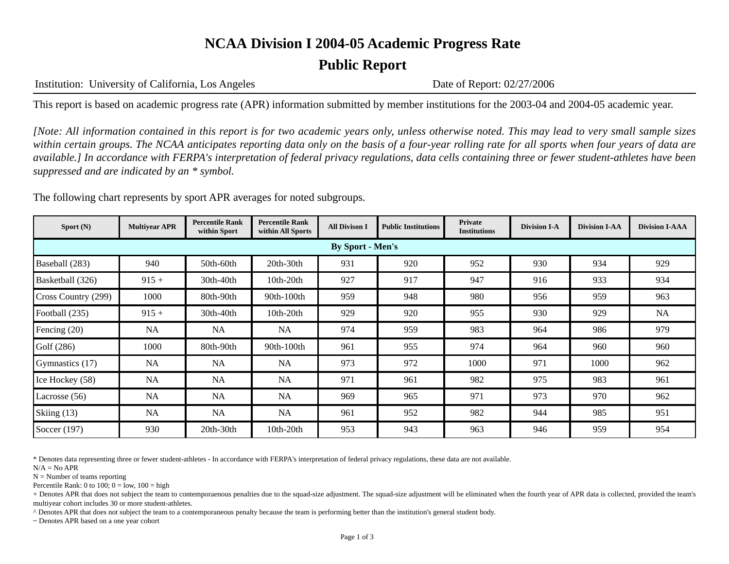# NCAA Division I 2004-05 Academic Progress Rate

## Public Report

Institution: University of California, Los Angeles    Date of Report: 02/27/2006

This report is based on academic progress rate (APR) information submitted by member institutions for the 2003-04 and 2004-05 academic year.

*[Note: All information contained in this report is for two academic years only, unless otherwise noted. This may lead to very small sample sizes within certain groups. The NCAA anticipates reporting data only on the basis of a four-year rolling rate for all sports when four years of data are available.] In accordance with FERPA's interpretation of federal privacy regulations, data cells containing three or fewer student-athletes have been suppressed and are indicated by an * symbol.*

The following chart represents by sport APR averages for noted subgroups.

| Sport (N) | Multiyear APR | Percentile Rank within Sport | Percentile Rank within All Sports | All Divison I | Public Institutions | Private Institutions | Division I-A | Division I-AA | Division I-AAA |
|---|---|---|---|---|---|---|---|---|---|
| **By Sport - Men's** | | | | | | | | | |
| Baseball (283) | 940 | 50th-60th | 20th-30th | 931 | 920 | 952 | 930 | 934 | 929 |
| Basketball (326) | 915 + | 30th-40th | 10th-20th | 927 | 917 | 947 | 916 | 933 | 934 |
| Cross Country (299) | 1000 | 80th-90th | 90th-100th | 959 | 948 | 980 | 956 | 959 | 963 |
| Football (235) | 915 + | 30th-40th | 10th-20th | 929 | 920 | 955 | 930 | 929 | NA |
| Fencing (20) | NA | NA | NA | 974 | 959 | 983 | 964 | 986 | 979 |
| Golf (286) | 1000 | 80th-90th | 90th-100th | 961 | 955 | 974 | 964 | 960 | 960 |
| Gymnastics (17) | NA | NA | NA | 973 | 972 | 1000 | 971 | 1000 | 962 |
| Ice Hockey (58) | NA | NA | NA | 971 | 961 | 982 | 975 | 983 | 961 |
| Lacrosse (56) | NA | NA | NA | 969 | 965 | 971 | 973 | 970 | 962 |
| Skiing (13) | NA | NA | NA | 961 | 952 | 982 | 944 | 985 | 951 |
| Soccer (197) | 930 | 20th-30th | 10th-20th | 953 | 943 | 963 | 946 | 959 | 954 |

* Denotes data representing three or fewer student-athletes - In accordance with FERPA's interpretation of federal privacy regulations, these data are not available.
N/A = No APR
N = Number of teams reporting
Percentile Rank: 0 to 100; 0 = low, 100 = high
+ Denotes APR that does not subject the team to contemporaenous penalties due to the squad-size adjustment. The squad-size adjustment will be eliminated when the fourth year of APR data is collected, provided the team's multiyear cohort includes 30 or more student-athletes.
^ Denotes APR that does not subject the team to a contemporaneous penalty because the team is performing better than the institution's general student body.
~ Denotes APR based on a one year cohort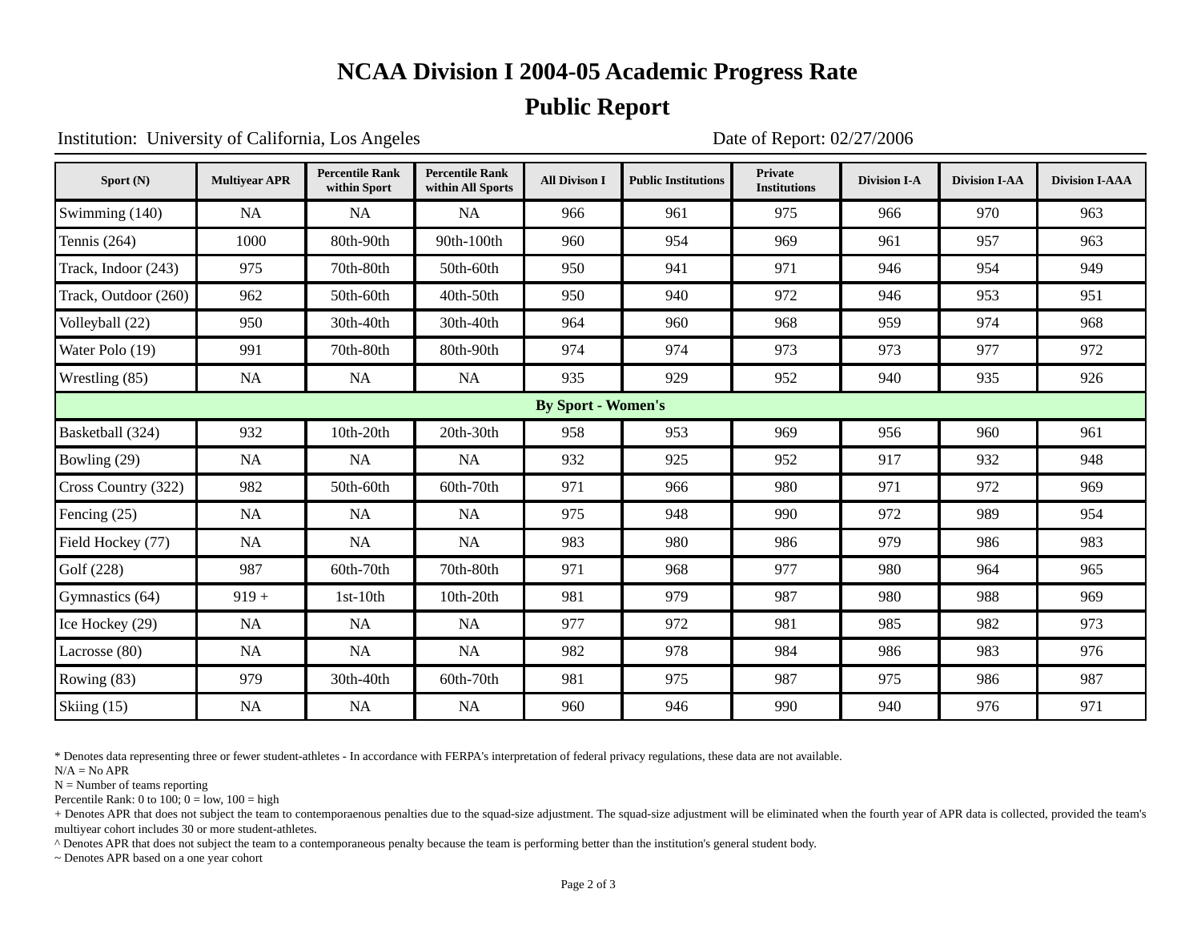# NCAA Division I 2004-05 Academic Progress Rate

## Public Report

Institution: University of California, Los Angeles

Date of Report: 02/27/2006

| Sport (N) | Multiyear APR | Percentile Rank within Sport | Percentile Rank within All Sports | All Divison I | Public Institutions | Private Institutions | Division I-A | Division I-AA | Division I-AAA |
|---|---|---|---|---|---|---|---|---|---|
| Swimming (140) | NA | NA | NA | 966 | 961 | 975 | 966 | 970 | 963 |
| Tennis (264) | 1000 | 80th-90th | 90th-100th | 960 | 954 | 969 | 961 | 957 | 963 |
| Track, Indoor (243) | 975 | 70th-80th | 50th-60th | 950 | 941 | 971 | 946 | 954 | 949 |
| Track, Outdoor (260) | 962 | 50th-60th | 40th-50th | 950 | 940 | 972 | 946 | 953 | 951 |
| Volleyball (22) | 950 | 30th-40th | 30th-40th | 964 | 960 | 968 | 959 | 974 | 968 |
| Water Polo (19) | 991 | 70th-80th | 80th-90th | 974 | 974 | 973 | 973 | 977 | 972 |
| Wrestling (85) | NA | NA | NA | 935 | 929 | 952 | 940 | 935 | 926 |
| **By Sport - Women's** | | | | | | | | | |
| Basketball (324) | 932 | 10th-20th | 20th-30th | 958 | 953 | 969 | 956 | 960 | 961 |
| Bowling (29) | NA | NA | NA | 932 | 925 | 952 | 917 | 932 | 948 |
| Cross Country (322) | 982 | 50th-60th | 60th-70th | 971 | 966 | 980 | 971 | 972 | 969 |
| Fencing (25) | NA | NA | NA | 975 | 948 | 990 | 972 | 989 | 954 |
| Field Hockey (77) | NA | NA | NA | 983 | 980 | 986 | 979 | 986 | 983 |
| Golf (228) | 987 | 60th-70th | 70th-80th | 971 | 968 | 977 | 980 | 964 | 965 |
| Gymnastics (64) | 919 + | 1st-10th | 10th-20th | 981 | 979 | 987 | 980 | 988 | 969 |
| Ice Hockey (29) | NA | NA | NA | 977 | 972 | 981 | 985 | 982 | 973 |
| Lacrosse (80) | NA | NA | NA | 982 | 978 | 984 | 986 | 983 | 976 |
| Rowing (83) | 979 | 30th-40th | 60th-70th | 981 | 975 | 987 | 975 | 986 | 987 |
| Skiing (15) | NA | NA | NA | 960 | 946 | 990 | 940 | 976 | 971 |

* Denotes data representing three or fewer student-athletes - In accordance with FERPA's interpretation of federal privacy regulations, these data are not available.

N/A = No APR

N = Number of teams reporting

Percentile Rank: 0 to 100; 0 = low, 100 = high

+ Denotes APR that does not subject the team to contemporaenous penalties due to the squad-size adjustment. The squad-size adjustment will be eliminated when the fourth year of APR data is collected, provided the team's multiyear cohort includes 30 or more student-athletes.

^ Denotes APR that does not subject the team to a contemporaneous penalty because the team is performing better than the institution's general student body.

~ Denotes APR based on a one year cohort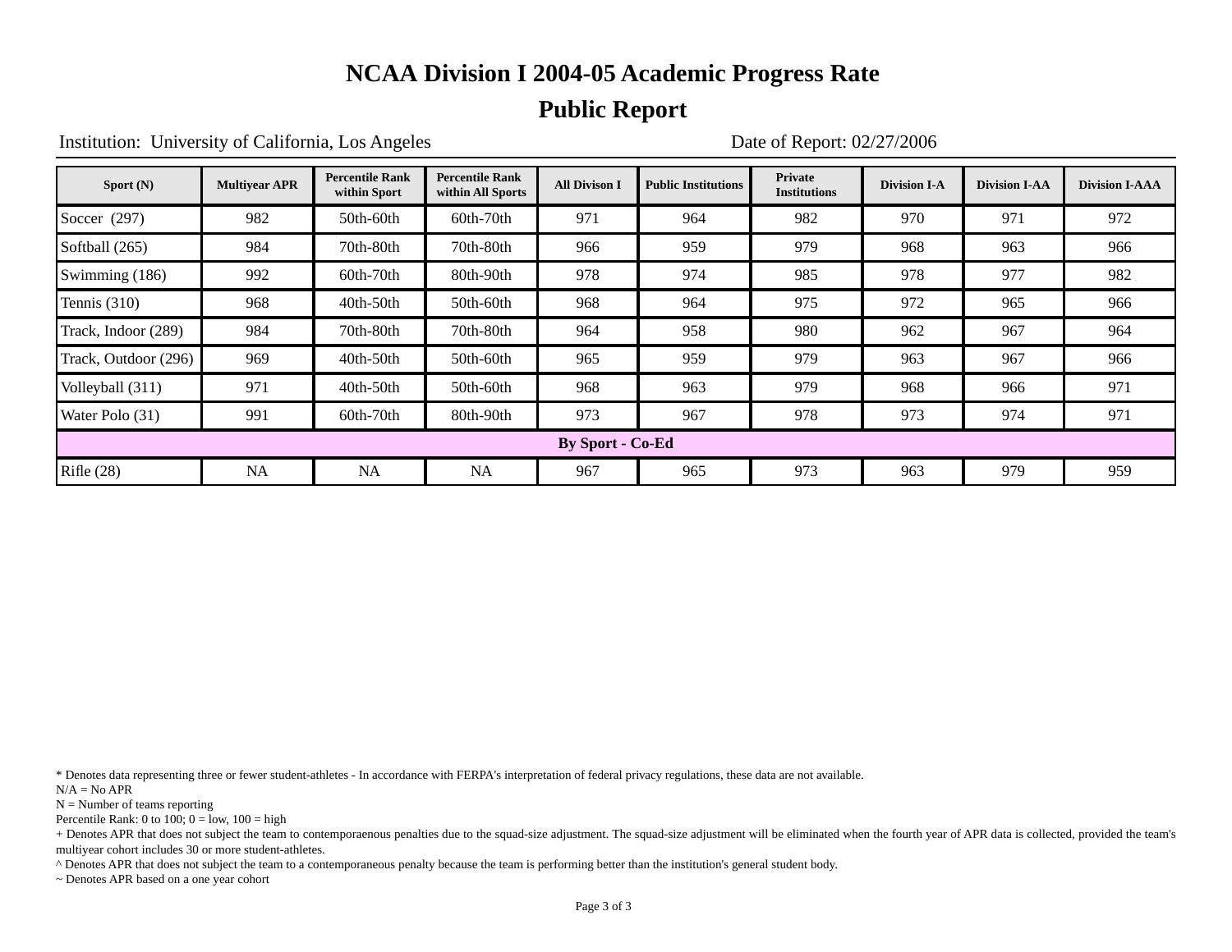# NCAA Division I 2004-05 Academic Progress Rate

## Public Report

Institution: University of California, Los Angeles

Date of Report: 02/27/2006

| Sport (N) | Multiyear APR | Percentile Rank within Sport | Percentile Rank within All Sports | All Divison I | Public Institutions | Private Institutions | Division I-A | Division I-AA | Division I-AAA |
|---|---|---|---|---|---|---|---|---|---|
| Soccer (297) | 982 | 50th-60th | 60th-70th | 971 | 964 | 982 | 970 | 971 | 972 |
| Softball (265) | 984 | 70th-80th | 70th-80th | 966 | 959 | 979 | 968 | 963 | 966 |
| Swimming (186) | 992 | 60th-70th | 80th-90th | 978 | 974 | 985 | 978 | 977 | 982 |
| Tennis (310) | 968 | 40th-50th | 50th-60th | 968 | 964 | 975 | 972 | 965 | 966 |
| Track, Indoor (289) | 984 | 70th-80th | 70th-80th | 964 | 958 | 980 | 962 | 967 | 964 |
| Track, Outdoor (296) | 969 | 40th-50th | 50th-60th | 965 | 959 | 979 | 963 | 967 | 966 |
| Volleyball (311) | 971 | 40th-50th | 50th-60th | 968 | 963 | 979 | 968 | 966 | 971 |
| Water Polo (31) | 991 | 60th-70th | 80th-90th | 973 | 967 | 978 | 973 | 974 | 971 |
| **By Sport - Co-Ed** | | | | | | | | | |
| Rifle (28) | NA | NA | NA | 967 | 965 | 973 | 963 | 979 | 959 |

* Denotes data representing three or fewer student-athletes - In accordance with FERPA's interpretation of federal privacy regulations, these data are not available.
N/A = No APR
N = Number of teams reporting
Percentile Rank: 0 to 100; 0 = low, 100 = high
+ Denotes APR that does not subject the team to contemporaenous penalties due to the squad-size adjustment. The squad-size adjustment will be eliminated when the fourth year of APR data is collected, provided the team's multiyear cohort includes 30 or more student-athletes.
^ Denotes APR that does not subject the team to a contemporaneous penalty because the team is performing better than the institution's general student body.
~ Denotes APR based on a one year cohort